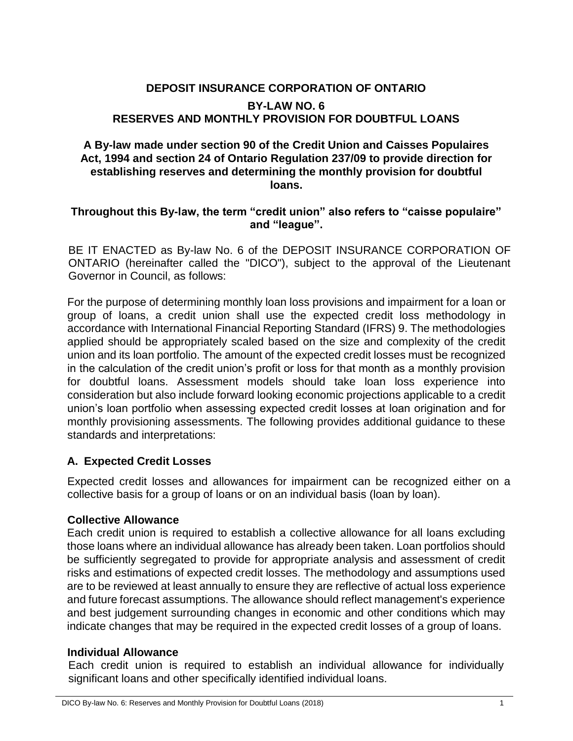# DEPOSIT INSURANCE CORPORATION OF ONTARIO

## BY-LAW NO. 6
## RESERVES AND MONTHLY PROVISION FOR DOUBTFUL LOANS

**A By-law made under section 90 of the Credit Union and Caisses Populaires Act, 1994 and section 24 of Ontario Regulation 237/09 to provide direction for establishing reserves and determining the monthly provision for doubtful loans.**

**Throughout this By-law, the term "credit union" also refers to "caisse populaire" and "league".**

BE IT ENACTED as By-law No. 6 of the DEPOSIT INSURANCE CORPORATION OF ONTARIO (hereinafter called the "DICO"), subject to the approval of the Lieutenant Governor in Council, as follows:

For the purpose of determining monthly loan loss provisions and impairment for a loan or group of loans, a credit union shall use the expected credit loss methodology in accordance with International Financial Reporting Standard (IFRS) 9. The methodologies applied should be appropriately scaled based on the size and complexity of the credit union and its loan portfolio. The amount of the expected credit losses must be recognized in the calculation of the credit union's profit or loss for that month as a monthly provision for doubtful loans. Assessment models should take loan loss experience into consideration but also include forward looking economic projections applicable to a credit union's loan portfolio when assessing expected credit losses at loan origination and for monthly provisioning assessments. The following provides additional guidance to these standards and interpretations:

### A. Expected Credit Losses

Expected credit losses and allowances for impairment can be recognized either on a collective basis for a group of loans or on an individual basis (loan by loan).

**Collective Allowance**

Each credit union is required to establish a collective allowance for all loans excluding those loans where an individual allowance has already been taken. Loan portfolios should be sufficiently segregated to provide for appropriate analysis and assessment of credit risks and estimations of expected credit losses. The methodology and assumptions used are to be reviewed at least annually to ensure they are reflective of actual loss experience and future forecast assumptions. The allowance should reflect management's experience and best judgement surrounding changes in economic and other conditions which may indicate changes that may be required in the expected credit losses of a group of loans.

**Individual Allowance**

Each credit union is required to establish an individual allowance for individually significant loans and other specifically identified individual loans.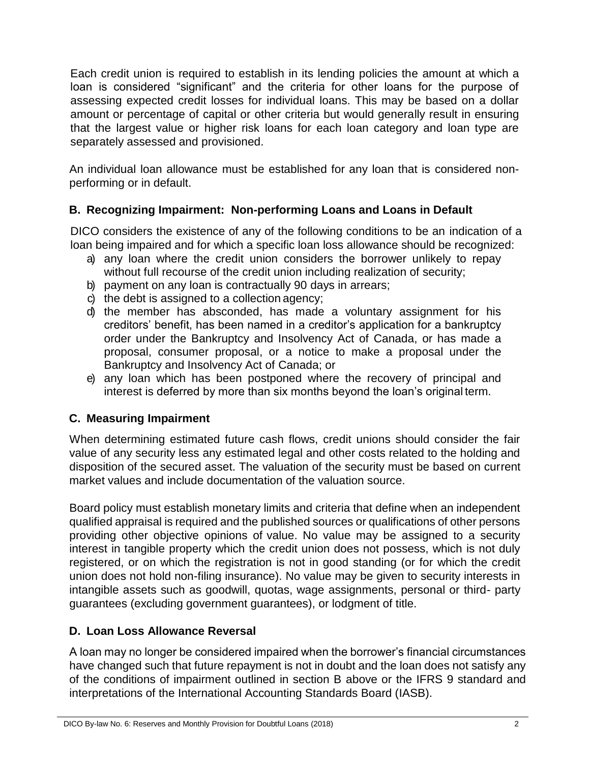Each credit union is required to establish in its lending policies the amount at which a loan is considered "significant" and the criteria for other loans for the purpose of assessing expected credit losses for individual loans. This may be based on a dollar amount or percentage of capital or other criteria but would generally result in ensuring that the largest value or higher risk loans for each loan category and loan type are separately assessed and provisioned.

An individual loan allowance must be established for any loan that is considered non-performing or in default.

## B. Recognizing Impairment: Non-performing Loans and Loans in Default

DICO considers the existence of any of the following conditions to be an indication of a loan being impaired and for which a specific loan loss allowance should be recognized:

a) any loan where the credit union considers the borrower unlikely to repay without full recourse of the credit union including realization of security;
b) payment on any loan is contractually 90 days in arrears;
c) the debt is assigned to a collection agency;
d) the member has absconded, has made a voluntary assignment for his creditors' benefit, has been named in a creditor's application for a bankruptcy order under the Bankruptcy and Insolvency Act of Canada, or has made a proposal, consumer proposal, or a notice to make a proposal under the Bankruptcy and Insolvency Act of Canada; or
e) any loan which has been postponed where the recovery of principal and interest is deferred by more than six months beyond the loan's original term.

## C. Measuring Impairment

When determining estimated future cash flows, credit unions should consider the fair value of any security less any estimated legal and other costs related to the holding and disposition of the secured asset. The valuation of the security must be based on current market values and include documentation of the valuation source.

Board policy must establish monetary limits and criteria that define when an independent qualified appraisal is required and the published sources or qualifications of other persons providing other objective opinions of value. No value may be assigned to a security interest in tangible property which the credit union does not possess, which is not duly registered, or on which the registration is not in good standing (or for which the credit union does not hold non-filing insurance). No value may be given to security interests in intangible assets such as goodwill, quotas, wage assignments, personal or third- party guarantees (excluding government guarantees), or lodgment of title.

## D. Loan Loss Allowance Reversal

A loan may no longer be considered impaired when the borrower's financial circumstances have changed such that future repayment is not in doubt and the loan does not satisfy any of the conditions of impairment outlined in section B above or the IFRS 9 standard and interpretations of the International Accounting Standards Board (IASB).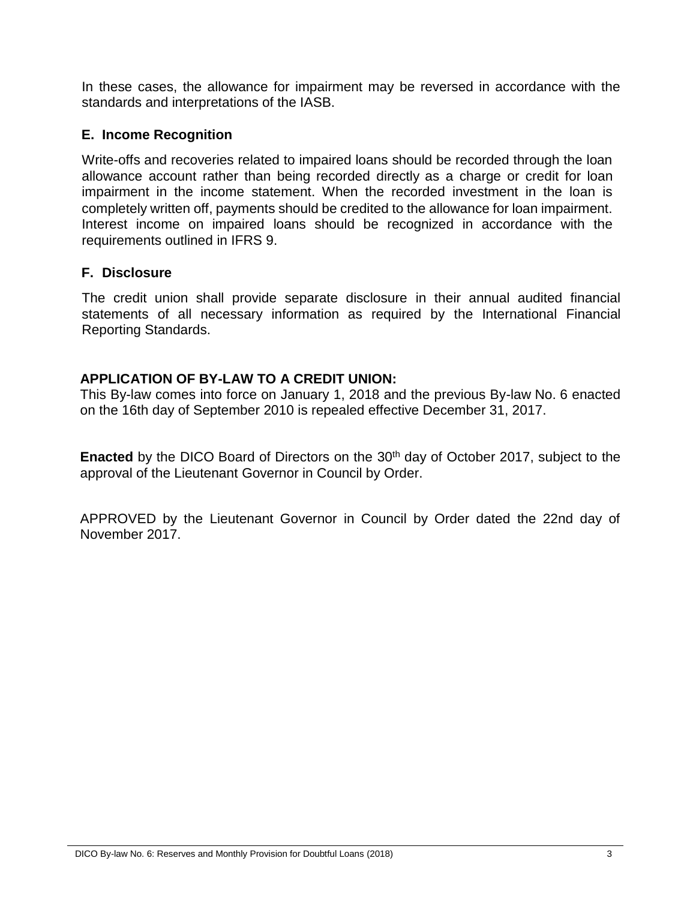In these cases, the allowance for impairment may be reversed in accordance with the standards and interpretations of the IASB.

### E. Income Recognition

Write-offs and recoveries related to impaired loans should be recorded through the loan allowance account rather than being recorded directly as a charge or credit for loan impairment in the income statement. When the recorded investment in the loan is completely written off, payments should be credited to the allowance for loan impairment. Interest income on impaired loans should be recognized in accordance with the requirements outlined in IFRS 9.

### F. Disclosure

The credit union shall provide separate disclosure in their annual audited financial statements of all necessary information as required by the International Financial Reporting Standards.

## APPLICATION OF BY-LAW TO A CREDIT UNION:

This By-law comes into force on January 1, 2018 and the previous By-law No. 6 enacted on the 16th day of September 2010 is repealed effective December 31, 2017.

**Enacted** by the DICO Board of Directors on the 30th day of October 2017, subject to the approval of the Lieutenant Governor in Council by Order.

APPROVED by the Lieutenant Governor in Council by Order dated the 22nd day of November 2017.